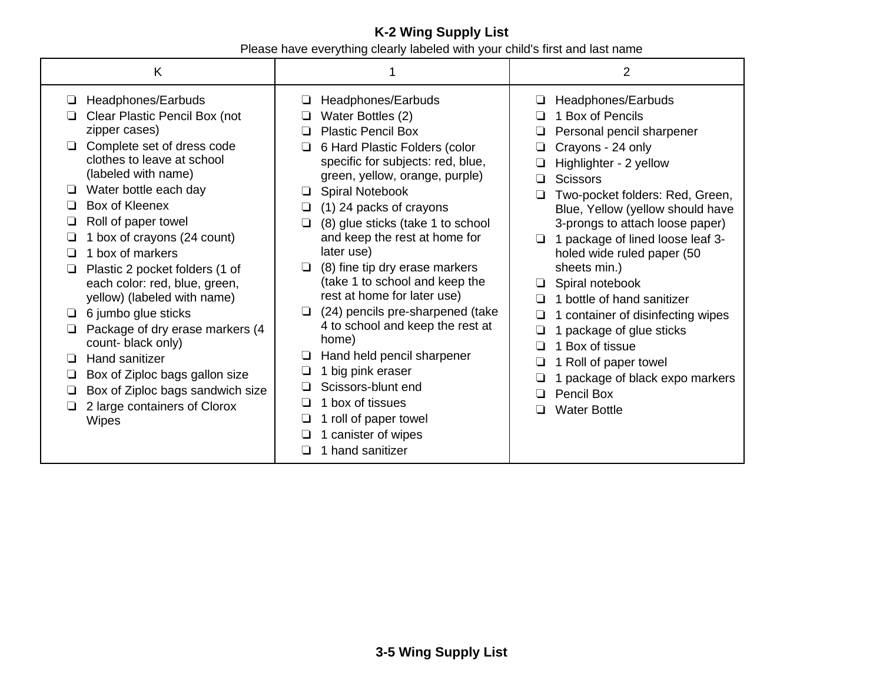## K-2 Wing Supply List

Please have everything clearly labeled with your child's first and last name

| K | 1 | 2 |
| --- | --- | --- |
| ❏ Headphones/Earbuds<br>❏ Clear Plastic Pencil Box (not zipper cases)<br>❏ Complete set of dress code clothes to leave at school (labeled with name)<br>❏ Water bottle each day<br>❏ Box of Kleenex<br>❏ Roll of paper towel<br>❏ 1 box of crayons (24 count)<br>❏ 1 box of markers<br>❏ Plastic 2 pocket folders (1 of each color: red, blue, green, yellow) (labeled with name)<br>❏ 6 jumbo glue sticks<br>❏ Package of dry erase markers (4 count- black only)<br>❏ Hand sanitizer<br>❏ Box of Ziploc bags gallon size<br>❏ Box of Ziploc bags sandwich size<br>❏ 2 large containers of Clorox Wipes | ❏ Headphones/Earbuds<br>❏ Water Bottles (2)<br>❏ Plastic Pencil Box<br>❏ 6 Hard Plastic Folders (color specific for subjects: red, blue, green, yellow, orange, purple)<br>❏ Spiral Notebook<br>❏ (1) 24 packs of crayons<br>❏ (8) glue sticks (take 1 to school and keep the rest at home for later use)<br>❏ (8) fine tip dry erase markers (take 1 to school and keep the rest at home for later use)<br>❏ (24) pencils pre-sharpened (take 4 to school and keep the rest at home)<br>❏ Hand held pencil sharpener<br>❏ 1 big pink eraser<br>❏ Scissors-blunt end<br>❏ 1 box of tissues<br>❏ 1 roll of paper towel<br>❏ 1 canister of wipes<br>❏ 1 hand sanitizer | ❏ Headphones/Earbuds<br>❏ 1 Box of Pencils<br>❏ Personal pencil sharpener<br>❏ Crayons - 24 only<br>❏ Highlighter - 2 yellow<br>❏ Scissors<br>❏ Two-pocket folders: Red, Green, Blue, Yellow (yellow should have 3-prongs to attach loose paper)<br>❏ 1 package of lined loose leaf 3-holed wide ruled paper (50 sheets min.)<br>❏ Spiral notebook<br>❏ 1 bottle of hand sanitizer<br>❏ 1 container of disinfecting wipes<br>❏ 1 package of glue sticks<br>❏ 1 Box of tissue<br>❏ 1 Roll of paper towel<br>❏ 1 package of black expo markers<br>❏ Pencil Box<br>❏ Water Bottle |

## 3-5 Wing Supply List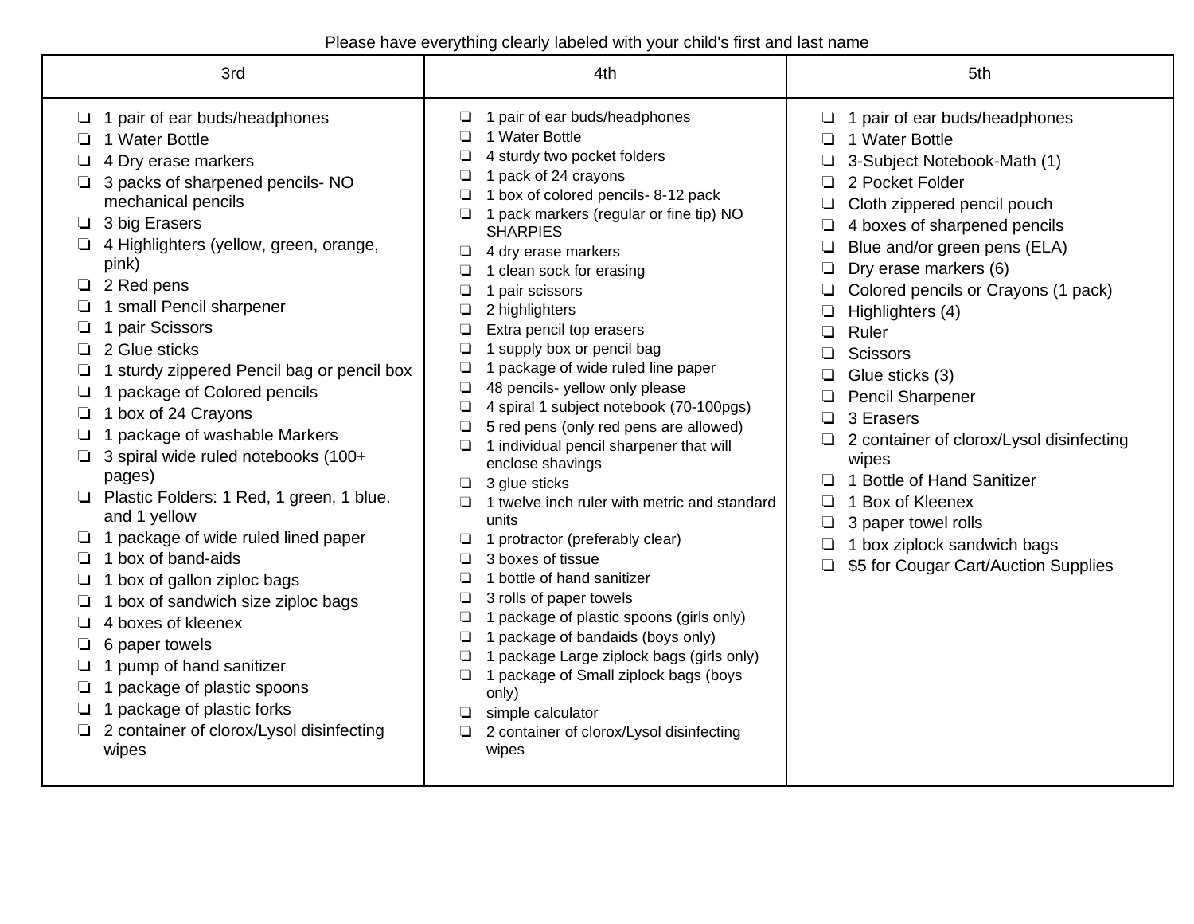Please have everything clearly labeled with your child's first and last name

| 3rd | 4th | 5th |
| --- | --- | --- |
| ❑ 1 pair of ear buds/headphones<br>❑ 1 Water Bottle<br>❑ 4 Dry erase markers<br>❑ 3 packs of sharpened pencils- NO mechanical pencils<br>❑ 3 big Erasers<br>❑ 4 Highlighters (yellow, green, orange, pink)<br>❑ 2 Red pens<br>❑ 1 small Pencil sharpener<br>❑ 1 pair Scissors<br>❑ 2 Glue sticks<br>❑ 1 sturdy zippered Pencil bag or pencil box<br>❑ 1 package of Colored pencils<br>❑ 1 box of 24 Crayons<br>❑ 1 package of washable Markers<br>❑ 3 spiral wide ruled notebooks (100+ pages)<br>❑ Plastic Folders: 1 Red, 1 green, 1 blue. and 1 yellow<br>❑ 1 package of wide ruled lined paper<br>❑ 1 box of band-aids<br>❑ 1 box of gallon ziploc bags<br>❑ 1 box of sandwich size ziploc bags<br>❑ 4 boxes of kleenex<br>❑ 6 paper towels<br>❑ 1 pump of hand sanitizer<br>❑ 1 package of plastic spoons<br>❑ 1 package of plastic forks<br>❑ 2 container of clorox/Lysol disinfecting wipes | ❑ 1 pair of ear buds/headphones<br>❑ 1 Water Bottle<br>❑ 4 sturdy two pocket folders<br>❑ 1 pack of 24 crayons<br>❑ 1 box of colored pencils- 8-12 pack<br>❑ 1 pack markers (regular or fine tip) NO SHARPIES<br>❑ 4 dry erase markers<br>❑ 1 clean sock for erasing<br>❑ 1 pair scissors<br>❑ 2 highlighters<br>❑ Extra pencil top erasers<br>❑ 1 supply box or pencil bag<br>❑ 1 package of wide ruled line paper<br>❑ 48 pencils- yellow only please<br>❑ 4 spiral 1 subject notebook (70-100pgs)<br>❑ 5 red pens (only red pens are allowed)<br>❑ 1 individual pencil sharpener that will enclose shavings<br>❑ 3 glue sticks<br>❑ 1 twelve inch ruler with metric and standard units<br>❑ 1 protractor (preferably clear)<br>❑ 3 boxes of tissue<br>❑ 1 bottle of hand sanitizer<br>❑ 3 rolls of paper towels<br>❑ 1 package of plastic spoons (girls only)<br>❑ 1 package of bandaids (boys only)<br>❑ 1 package Large ziplock bags (girls only)<br>❑ 1 package of Small ziplock bags (boys only)<br>❑ simple calculator<br>❑ 2 container of clorox/Lysol disinfecting wipes | ❑ 1 pair of ear buds/headphones<br>❑ 1 Water Bottle<br>❑ 3-Subject Notebook-Math (1)<br>❑ 2 Pocket Folder<br>❑ Cloth zippered pencil pouch<br>❑ 4 boxes of sharpened pencils<br>❑ Blue and/or green pens (ELA)<br>❑ Dry erase markers (6)<br>❑ Colored pencils or Crayons (1 pack)<br>❑ Highlighters (4)<br>❑ Ruler<br>❑ Scissors<br>❑ Glue sticks (3)<br>❑ Pencil Sharpener<br>❑ 3 Erasers<br>❑ 2 container of clorox/Lysol disinfecting wipes<br>❑ 1 Bottle of Hand Sanitizer<br>❑ 1 Box of Kleenex<br>❑ 3 paper towel rolls<br>❑ 1 box ziplock sandwich bags<br>❑ $5 for Cougar Cart/Auction Supplies |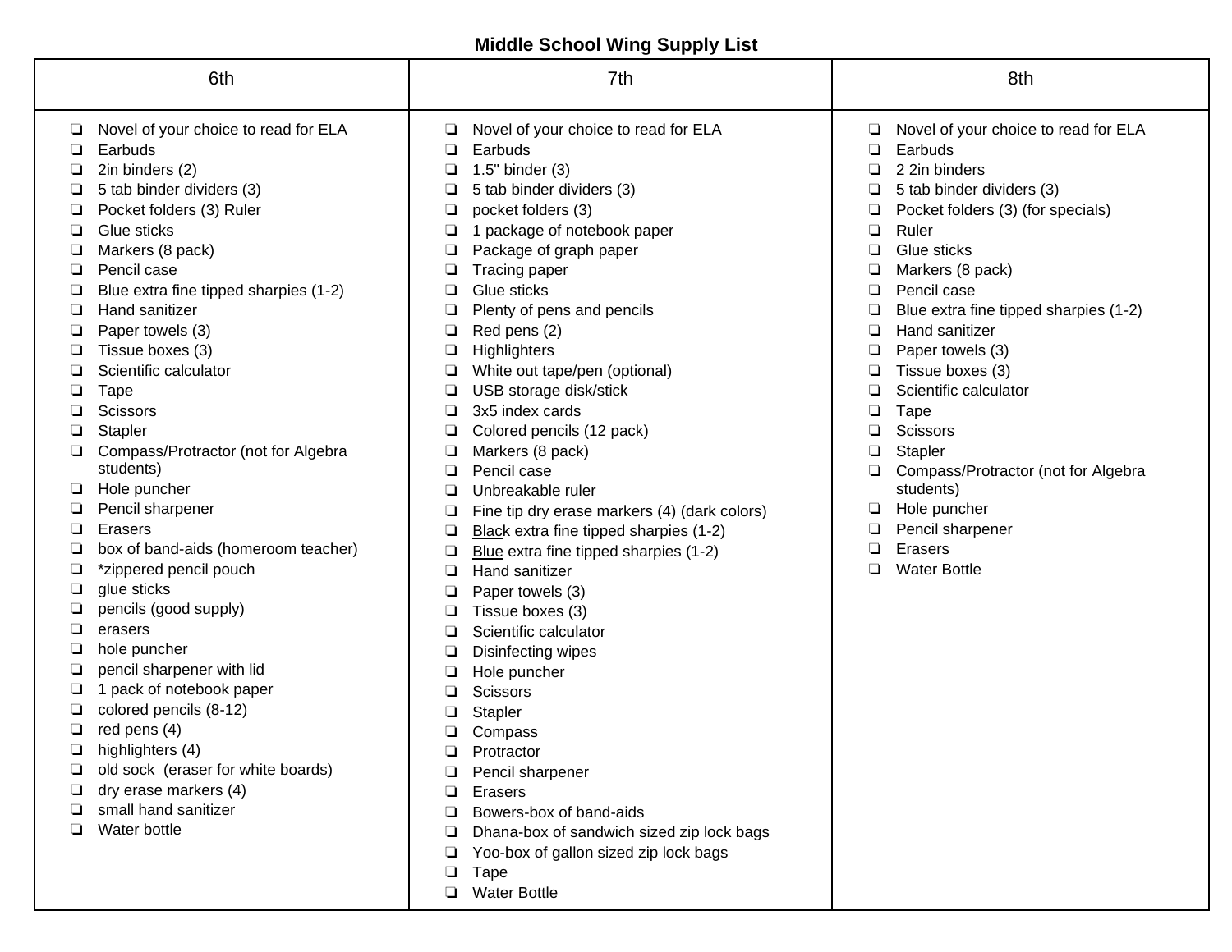# Middle School Wing Supply List

| 6th | 7th | 8th |
| --- | --- | --- |
| ❑ Novel of your choice to read for ELA<br>❑ Earbuds<br>❑ 2in binders (2)<br>❑ 5 tab binder dividers (3)<br>❑ Pocket folders (3) Ruler<br>❑ Glue sticks<br>❑ Markers (8 pack)<br>❑ Pencil case<br>❑ Blue extra fine tipped sharpies (1-2)<br>❑ Hand sanitizer<br>❑ Paper towels (3)<br>❑ Tissue boxes (3)<br>❑ Scientific calculator<br>❑ Tape<br>❑ Scissors<br>❑ Stapler<br>❑ Compass/Protractor (not for Algebra students)<br>❑ Hole puncher<br>❑ Pencil sharpener<br>❑ Erasers<br>❑ box of band-aids (homeroom teacher)<br>❑ *zippered pencil pouch<br>❑ glue sticks<br>❑ pencils (good supply)<br>❑ erasers<br>❑ hole puncher<br>❑ pencil sharpener with lid<br>❑ 1 pack of notebook paper<br>❑ colored pencils (8-12)<br>❑ red pens (4)<br>❑ highlighters (4)<br>❑ old sock (eraser for white boards)<br>❑ dry erase markers (4)<br>❑ small hand sanitizer<br>❑ Water bottle | ❑ Novel of your choice to read for ELA<br>❑ Earbuds<br>❑ 1.5" binder (3)<br>❑ 5 tab binder dividers (3)<br>❑ pocket folders (3)<br>❑ 1 package of notebook paper<br>❑ Package of graph paper<br>❑ Tracing paper<br>❑ Glue sticks<br>❑ Plenty of pens and pencils<br>❑ Red pens (2)<br>❑ Highlighters<br>❑ White out tape/pen (optional)<br>❑ USB storage disk/stick<br>❑ 3x5 index cards<br>❑ Colored pencils (12 pack)<br>❑ Markers (8 pack)<br>❑ Pencil case<br>❑ Unbreakable ruler<br>❑ Fine tip dry erase markers (4) (dark colors)<br>❑ Black extra fine tipped sharpies (1-2)<br>❑ Blue extra fine tipped sharpies (1-2)<br>❑ Hand sanitizer<br>❑ Paper towels (3)<br>❑ Tissue boxes (3)<br>❑ Scientific calculator<br>❑ Disinfecting wipes<br>❑ Hole puncher<br>❑ Scissors<br>❑ Stapler<br>❑ Compass<br>❑ Protractor<br>❑ Pencil sharpener<br>❑ Erasers<br>❑ Bowers-box of band-aids<br>❑ Dhana-box of sandwich sized zip lock bags<br>❑ Yoo-box of gallon sized zip lock bags<br>❑ Tape<br>❑ Water Bottle | ❑ Novel of your choice to read for ELA<br>❑ Earbuds<br>❑ 2 2in binders<br>❑ 5 tab binder dividers (3)<br>❑ Pocket folders (3) (for specials)<br>❑ Ruler<br>❑ Glue sticks<br>❑ Markers (8 pack)<br>❑ Pencil case<br>❑ Blue extra fine tipped sharpies (1-2)<br>❑ Hand sanitizer<br>❑ Paper towels (3)<br>❑ Tissue boxes (3)<br>❑ Scientific calculator<br>❑ Tape<br>❑ Scissors<br>❑ Stapler<br>❑ Compass/Protractor (not for Algebra students)<br>❑ Hole puncher<br>❑ Pencil sharpener<br>❑ Erasers<br>❑ Water Bottle |